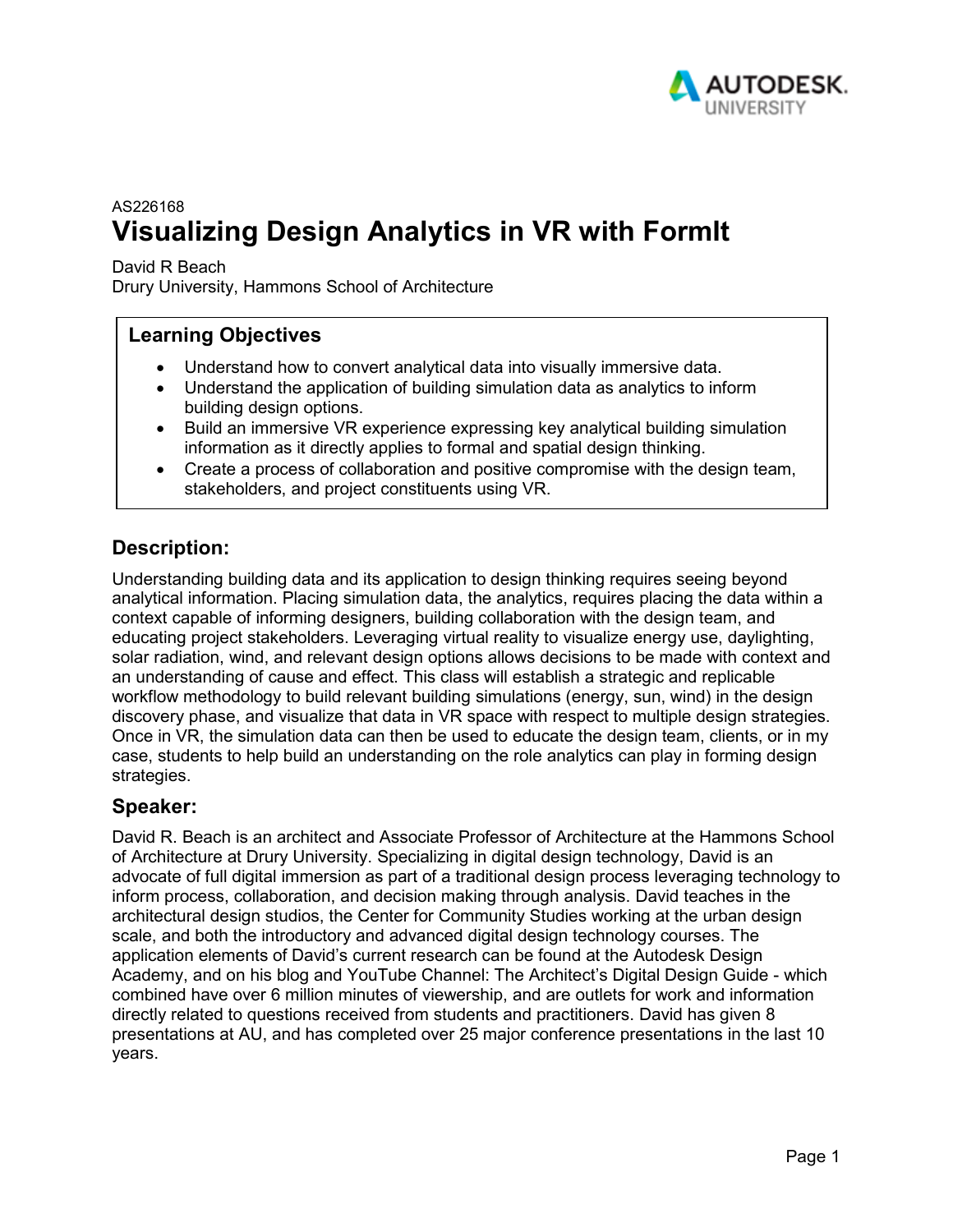AS226168

# Visualizing Design Analytics in VR with FormIt

David R Beach
Drury University, Hammons School of Architecture

## Learning Objectives

- Understand how to convert analytical data into visually immersive data.
- Understand the application of building simulation data as analytics to inform building design options.
- Build an immersive VR experience expressing key analytical building simulation information as it directly applies to formal and spatial design thinking.
- Create a process of collaboration and positive compromise with the design team, stakeholders, and project constituents using VR.

## Description:

Understanding building data and its application to design thinking requires seeing beyond analytical information. Placing simulation data, the analytics, requires placing the data within a context capable of informing designers, building collaboration with the design team, and educating project stakeholders. Leveraging virtual reality to visualize energy use, daylighting, solar radiation, wind, and relevant design options allows decisions to be made with context and an understanding of cause and effect. This class will establish a strategic and replicable workflow methodology to build relevant building simulations (energy, sun, wind) in the design discovery phase, and visualize that data in VR space with respect to multiple design strategies. Once in VR, the simulation data can then be used to educate the design team, clients, or in my case, students to help build an understanding on the role analytics can play in forming design strategies.

## Speaker:

David R. Beach is an architect and Associate Professor of Architecture at the Hammons School of Architecture at Drury University. Specializing in digital design technology, David is an advocate of full digital immersion as part of a traditional design process leveraging technology to inform process, collaboration, and decision making through analysis. David teaches in the architectural design studios, the Center for Community Studies working at the urban design scale, and both the introductory and advanced digital design technology courses. The application elements of David's current research can be found at the Autodesk Design Academy, and on his blog and YouTube Channel: The Architect's Digital Design Guide - which combined have over 6 million minutes of viewership, and are outlets for work and information directly related to questions received from students and practitioners. David has given 8 presentations at AU, and has completed over 25 major conference presentations in the last 10 years.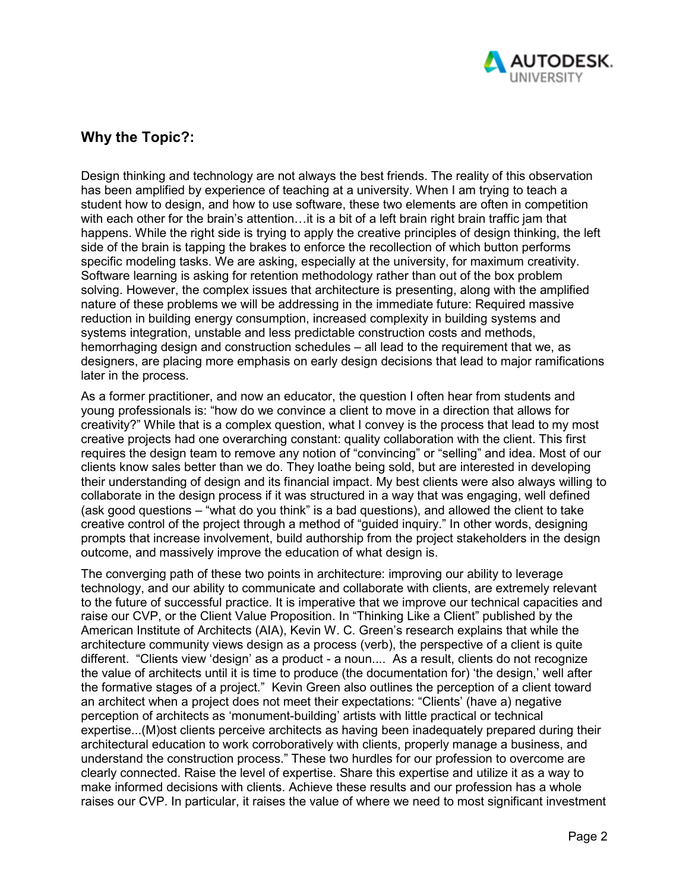## Why the Topic?:

Design thinking and technology are not always the best friends. The reality of this observation has been amplified by experience of teaching at a university. When I am trying to teach a student how to design, and how to use software, these two elements are often in competition with each other for the brain's attention…it is a bit of a left brain right brain traffic jam that happens. While the right side is trying to apply the creative principles of design thinking, the left side of the brain is tapping the brakes to enforce the recollection of which button performs specific modeling tasks. We are asking, especially at the university, for maximum creativity. Software learning is asking for retention methodology rather than out of the box problem solving. However, the complex issues that architecture is presenting, along with the amplified nature of these problems we will be addressing in the immediate future: Required massive reduction in building energy consumption, increased complexity in building systems and systems integration, unstable and less predictable construction costs and methods, hemorrhaging design and construction schedules – all lead to the requirement that we, as designers, are placing more emphasis on early design decisions that lead to major ramifications later in the process.

As a former practitioner, and now an educator, the question I often hear from students and young professionals is: "how do we convince a client to move in a direction that allows for creativity?" While that is a complex question, what I convey is the process that lead to my most creative projects had one overarching constant: quality collaboration with the client. This first requires the design team to remove any notion of "convincing" or "selling" and idea. Most of our clients know sales better than we do. They loathe being sold, but are interested in developing their understanding of design and its financial impact. My best clients were also always willing to collaborate in the design process if it was structured in a way that was engaging, well defined (ask good questions – "what do you think" is a bad questions), and allowed the client to take creative control of the project through a method of "guided inquiry." In other words, designing prompts that increase involvement, build authorship from the project stakeholders in the design outcome, and massively improve the education of what design is.

The converging path of these two points in architecture: improving our ability to leverage technology, and our ability to communicate and collaborate with clients, are extremely relevant to the future of successful practice. It is imperative that we improve our technical capacities and raise our CVP, or the Client Value Proposition. In "Thinking Like a Client" published by the American Institute of Architects (AIA), Kevin W. C. Green's research explains that while the architecture community views design as a process (verb), the perspective of a client is quite different. "Clients view 'design' as a product - a noun.... As a result, clients do not recognize the value of architects until it is time to produce (the documentation for) 'the design,' well after the formative stages of a project." Kevin Green also outlines the perception of a client toward an architect when a project does not meet their expectations: "Clients' (have a) negative perception of architects as 'monument-building' artists with little practical or technical expertise...(M)ost clients perceive architects as having been inadequately prepared during their architectural education to work corroboratively with clients, properly manage a business, and understand the construction process." These two hurdles for our profession to overcome are clearly connected. Raise the level of expertise. Share this expertise and utilize it as a way to make informed decisions with clients. Achieve these results and our profession has a whole raises our CVP. In particular, it raises the value of where we need to most significant investment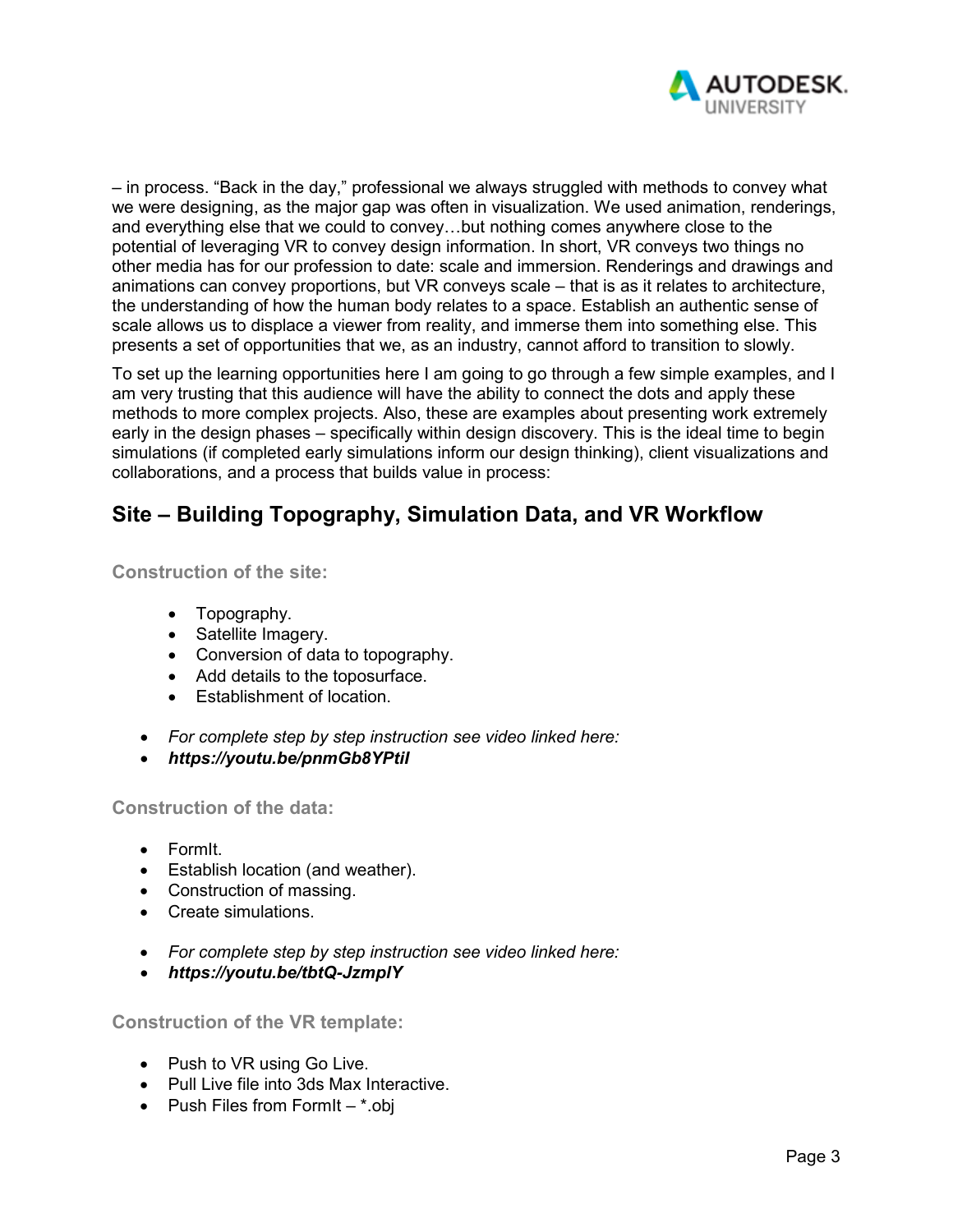– in process. "Back in the day," professional we always struggled with methods to convey what we were designing, as the major gap was often in visualization. We used animation, renderings, and everything else that we could to convey…but nothing comes anywhere close to the potential of leveraging VR to convey design information. In short, VR conveys two things no other media has for our profession to date: scale and immersion. Renderings and drawings and animations can convey proportions, but VR conveys scale – that is as it relates to architecture, the understanding of how the human body relates to a space. Establish an authentic sense of scale allows us to displace a viewer from reality, and immerse them into something else. This presents a set of opportunities that we, as an industry, cannot afford to transition to slowly.

To set up the learning opportunities here I am going to go through a few simple examples, and I am very trusting that this audience will have the ability to connect the dots and apply these methods to more complex projects. Also, these are examples about presenting work extremely early in the design phases – specifically within design discovery. This is the ideal time to begin simulations (if completed early simulations inform our design thinking), client visualizations and collaborations, and a process that builds value in process:

## Site – Building Topography, Simulation Data, and VR Workflow

### Construction of the site:

- Topography.
- Satellite Imagery.
- Conversion of data to topography.
- Add details to the toposurface.
- Establishment of location.

- *For complete step by step instruction see video linked here:*
- ***https://youtu.be/pnmGb8YPtiI***

### Construction of the data:

- FormIt.
- Establish location (and weather).
- Construction of massing.
- Create simulations.

- *For complete step by step instruction see video linked here:*
- ***https://youtu.be/tbtQ-JzmplY***

### Construction of the VR template:

- Push to VR using Go Live.
- Pull Live file into 3ds Max Interactive.
- Push Files from FormIt – *.obj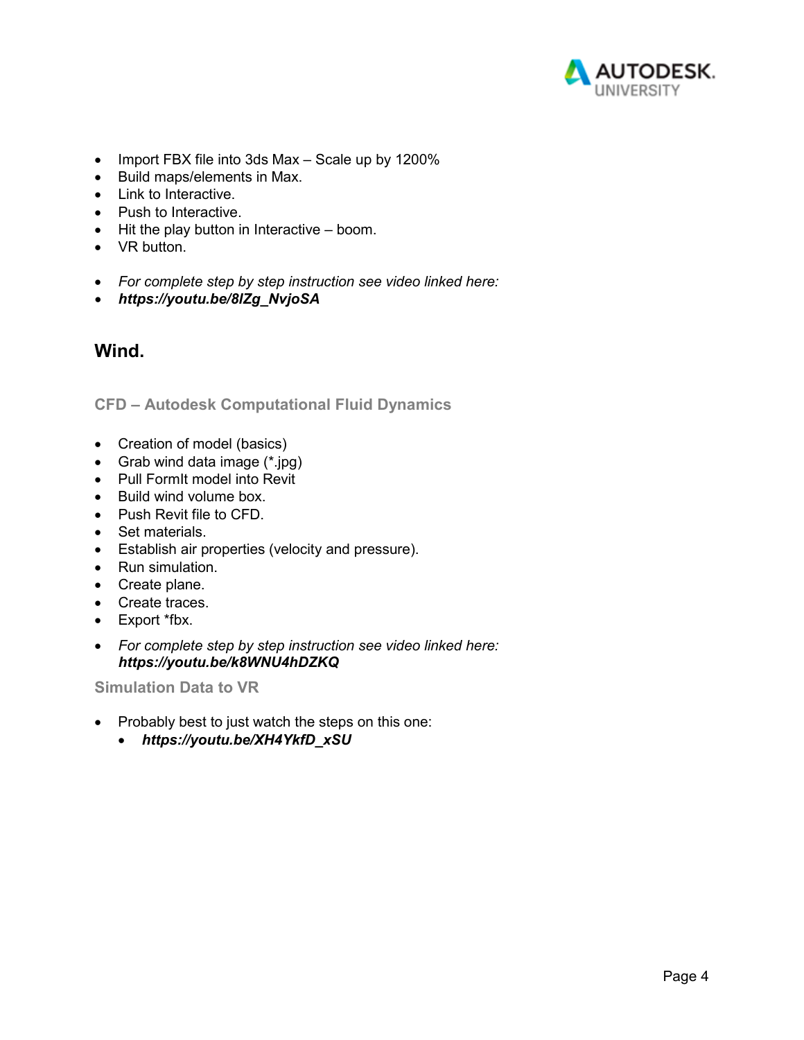- Import FBX file into 3ds Max – Scale up by 1200%
- Build maps/elements in Max.
- Link to Interactive.
- Push to Interactive.
- Hit the play button in Interactive – boom.
- VR button.

- *For complete step by step instruction see video linked here:*
- ***https://youtu.be/8lZg_NvjoSA***

## Wind.

### CFD – Autodesk Computational Fluid Dynamics

- Creation of model (basics)
- Grab wind data image (*.jpg)
- Pull FormIt model into Revit
- Build wind volume box.
- Push Revit file to CFD.
- Set materials.
- Establish air properties (velocity and pressure).
- Run simulation.
- Create plane.
- Create traces.
- Export *fbx.

- *For complete step by step instruction see video linked here:* ***https://youtu.be/k8WNU4hDZKQ***

### Simulation Data to VR

- Probably best to just watch the steps on this one:
  - ***https://youtu.be/XH4YkfD_xSU***